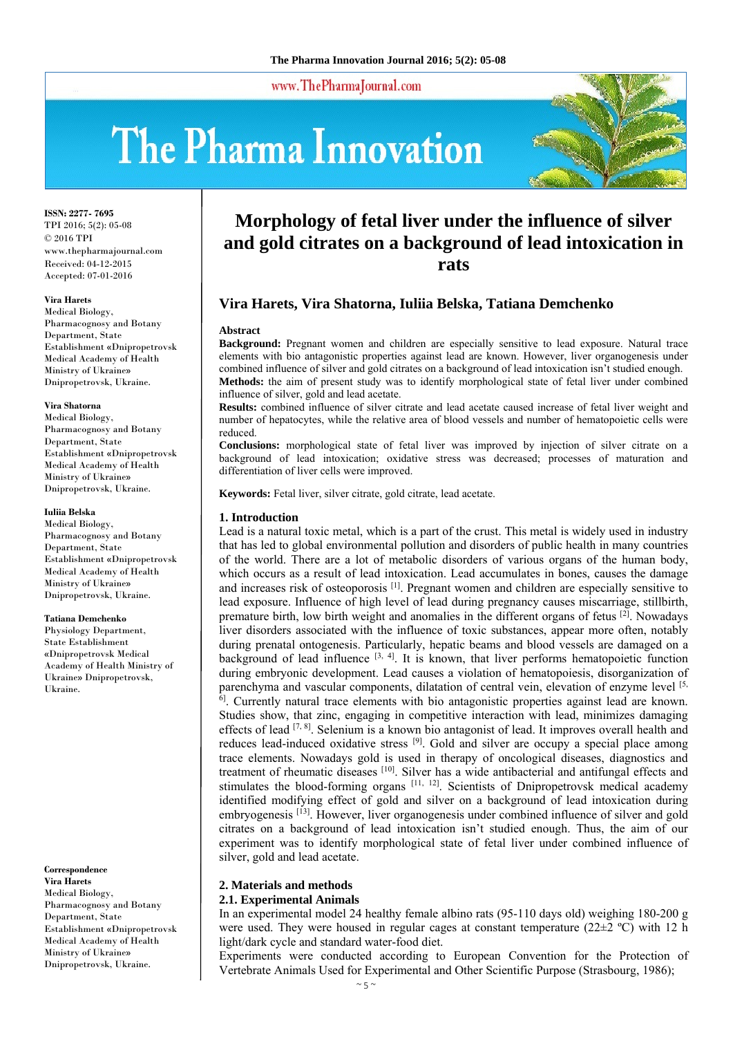ISSN: 2277- 7695
TPI 2016; 5(2): 05-08
© 2016 TPI
www.thepharmajournal.com
Received: 04-12-2015
Accepted: 07-01-2016

**Vira Harets**
Medical Biology, Pharmacognosy and Botany Department, State Establishment «Dnipropetrovsk Medical Academy of Health Ministry of Ukraine» Dnipropetrovsk, Ukraine.

**Vira Shatorna**
Medical Biology, Pharmacognosy and Botany Department, State Establishment «Dnipropetrovsk Medical Academy of Health Ministry of Ukraine» Dnipropetrovsk, Ukraine.

**Iuliia Belska**
Medical Biology, Pharmacognosy and Botany Department, State Establishment «Dnipropetrovsk Medical Academy of Health Ministry of Ukraine» Dnipropetrovsk, Ukraine.

**Tatiana Demchenko**
Physiology Department, State Establishment «Dnipropetrovsk Medical Academy of Health Ministry of Ukraine» Dnipropetrovsk, Ukraine.

**Correspondence**
**Vira Harets**
Medical Biology, Pharmacognosy and Botany Department, State Establishment «Dnipropetrovsk Medical Academy of Health Ministry of Ukraine» Dnipropetrovsk, Ukraine.

# Morphology of fetal liver under the influence of silver and gold citrates on a background of lead intoxication in rats

## Vira Harets, Vira Shatorna, Iuliia Belska, Tatiana Demchenko

### Abstract

**Background:** Pregnant women and children are especially sensitive to lead exposure. Natural trace elements with bio antagonistic properties against lead are known. However, liver organogenesis under combined influence of silver and gold citrates on a background of lead intoxication isn't studied enough.
**Methods:** the aim of present study was to identify morphological state of fetal liver under combined influence of silver, gold and lead acetate.
**Results:** combined influence of silver citrate and lead acetate caused increase of fetal liver weight and number of hepatocytes, while the relative area of blood vessels and number of hematopoietic cells were reduced.
**Conclusions:** morphological state of fetal liver was improved by injection of silver citrate on a background of lead intoxication; oxidative stress was decreased; processes of maturation and differentiation of liver cells were improved.

**Keywords:** Fetal liver, silver citrate, gold citrate, lead acetate.

### 1. Introduction

Lead is a natural toxic metal, which is a part of the crust. This metal is widely used in industry that has led to global environmental pollution and disorders of public health in many countries of the world. There are a lot of metabolic disorders of various organs of the human body, which occurs as a result of lead intoxication. Lead accumulates in bones, causes the damage and increases risk of osteoporosis [1]. Pregnant women and children are especially sensitive to lead exposure. Influence of high level of lead during pregnancy causes miscarriage, stillbirth, premature birth, low birth weight and anomalies in the different organs of fetus [2]. Nowadays liver disorders associated with the influence of toxic substances, appear more often, notably during prenatal ontogenesis. Particularly, hepatic beams and blood vessels are damaged on a background of lead influence [3, 4]. It is known, that liver performs hematopoietic function during embryonic development. Lead causes a violation of hematopoiesis, disorganization of parenchyma and vascular components, dilatation of central vein, elevation of enzyme level [5, 6]. Currently natural trace elements with bio antagonistic properties against lead are known. Studies show, that zinc, engaging in competitive interaction with lead, minimizes damaging effects of lead [7, 8]. Selenium is a known bio antagonist of lead. It improves overall health and reduces lead-induced oxidative stress [9]. Gold and silver are occupy a special place among trace elements. Nowadays gold is used in therapy of oncological diseases, diagnostics and treatment of rheumatic diseases [10]. Silver has a wide antibacterial and antifungal effects and stimulates the blood-forming organs [11, 12]. Scientists of Dnipropetrovsk medical academy identified modifying effect of gold and silver on a background of lead intoxication during embryogenesis [13]. However, liver organogenesis under combined influence of silver and gold citrates on a background of lead intoxication isn't studied enough. Thus, the aim of our experiment was to identify morphological state of fetal liver under combined influence of silver, gold and lead acetate.

### 2. Materials and methods

#### 2.1. Experimental Animals

In an experimental model 24 healthy female albino rats (95-110 days old) weighing 180-200 g were used. They were housed in regular cages at constant temperature (22±2 ºC) with 12 h light/dark cycle and standard water-food diet.
Experiments were conducted according to European Convention for the Protection of Vertebrate Animals Used for Experimental and Other Scientific Purpose (Strasbourg, 1986);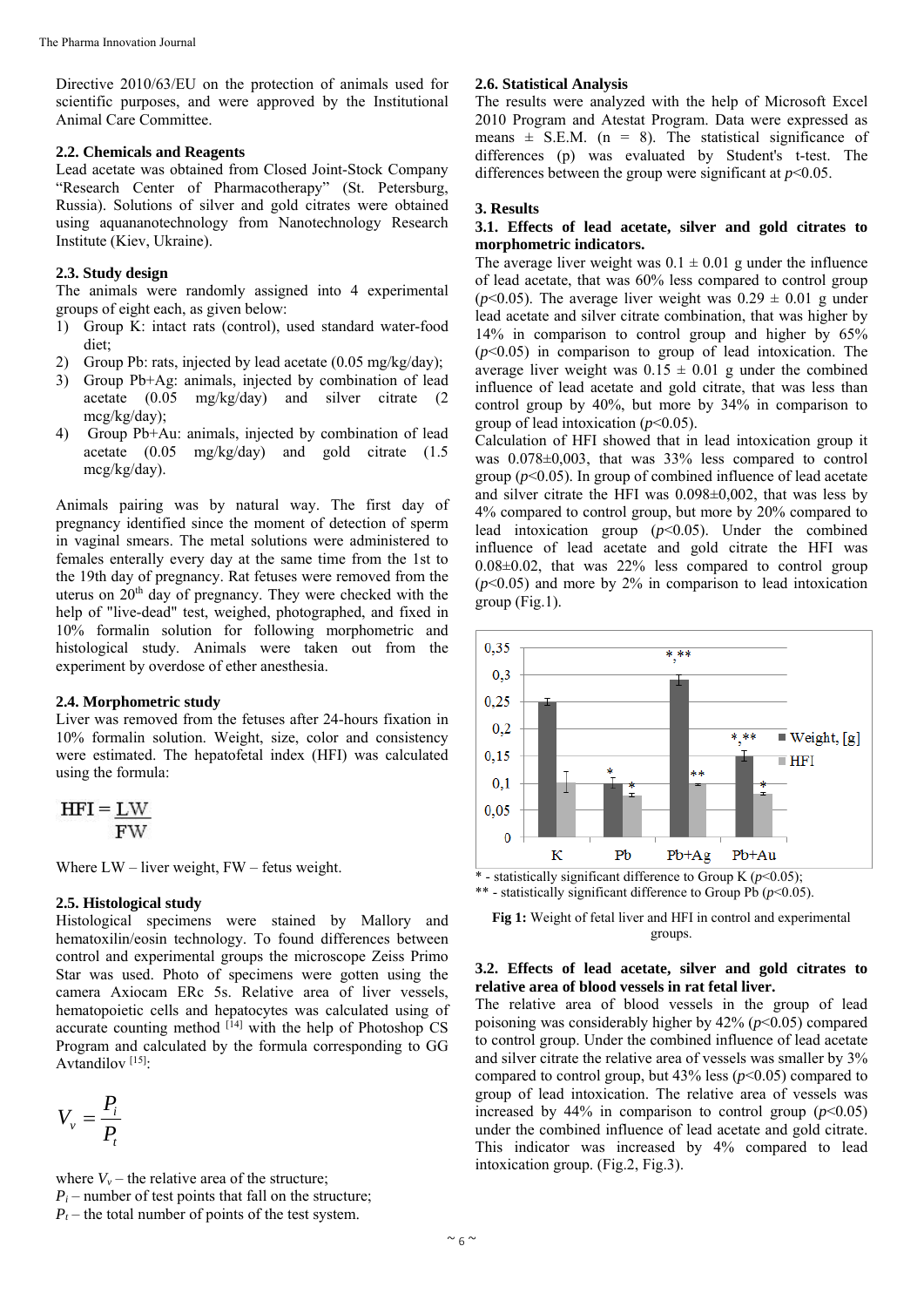Directive 2010/63/EU on the protection of animals used for scientific purposes, and were approved by the Institutional Animal Care Committee.

### 2.2. Chemicals and Reagents

Lead acetate was obtained from Closed Joint-Stock Company "Research Center of Pharmacotherapy" (St. Petersburg, Russia). Solutions of silver and gold citrates were obtained using aquananotechnology from Nanotechnology Research Institute (Kiev, Ukraine).

### 2.3. Study design

The animals were randomly assigned into 4 experimental groups of eight each, as given below:

1) Group K: intact rats (control), used standard water-food diet;
2) Group Pb: rats, injected by lead acetate (0.05 mg/kg/day);
3) Group Pb+Ag: animals, injected by combination of lead acetate (0.05 mg/kg/day) and silver citrate (2 mcg/kg/day);
4) Group Pb+Au: animals, injected by combination of lead acetate (0.05 mg/kg/day) and gold citrate (1.5 mcg/kg/day).

Animals pairing was by natural way. The first day of pregnancy identified since the moment of detection of sperm in vaginal smears. The metal solutions were administered to females enterally every day at the same time from the 1st to the 19th day of pregnancy. Rat fetuses were removed from the uterus on 20th day of pregnancy. They were checked with the help of "live-dead" test, weighed, photographed, and fixed in 10% formalin solution for following morphometric and histological study. Animals were taken out from the experiment by overdose of ether anesthesia.

### 2.4. Morphometric study

Liver was removed from the fetuses after 24-hours fixation in 10% formalin solution. Weight, size, color and consistency were estimated. The hepatofetal index (HFI) was calculated using the formula:

$$HFI = \frac{LW}{FW}$$

Where LW – liver weight, FW – fetus weight.

### 2.5. Histological study

Histological specimens were stained by Mallory and hematoxilin/eosin technology. To found differences between control and experimental groups the microscope Zeiss Primo Star was used. Photo of specimens were gotten using the camera Axiocam ERc 5s. Relative area of liver vessels, hematopoietic cells and hepatocytes was calculated using of accurate counting method [14] with the help of Photoshop CS Program and calculated by the formula corresponding to GG Avtandilov [15]:

$$V_v = \frac{P_i}{P_t}$$

where $V_v$ – the relative area of the structure;
$P_i$ – number of test points that fall on the structure;
$P_t$ – the total number of points of the test system.

### 2.6. Statistical Analysis

The results were analyzed with the help of Microsoft Excel 2010 Program and Atestat Program. Data were expressed as means ± S.E.M. (n = 8). The statistical significance of differences (p) was evaluated by Student's t-test. The differences between the group were significant at $p<0.05$.

## 3. Results

### 3.1. Effects of lead acetate, silver and gold citrates to morphometric indicators.

The average liver weight was 0.1 ± 0.01 g under the influence of lead acetate, that was 60% less compared to control group ($p<0.05$). The average liver weight was 0.29 ± 0.01 g under lead acetate and silver citrate combination, that was higher by 14% in comparison to control group and higher by 65% ($p<0.05$) in comparison to group of lead intoxication. The average liver weight was 0.15 ± 0.01 g under the combined influence of lead acetate and gold citrate, that was less than control group by 40%, but more by 34% in comparison to group of lead intoxication ($p<0.05$).

Calculation of HFI showed that in lead intoxication group it was 0.078±0,003, that was 33% less compared to control group ($p<0.05$). In group of combined influence of lead acetate and silver citrate the HFI was 0.098±0,002, that was less by 4% compared to control group, but more by 20% compared to lead intoxication group ($p<0.05$). Under the combined influence of lead acetate and gold citrate the HFI was 0.08±0.02, that was 22% less compared to control group ($p<0.05$) and more by 2% in comparison to lead intoxication group (Fig.1).

\* - statistically significant difference to Group K ($p<0.05$);
\*\* - statistically significant difference to Group Pb ($p<0.05$).

**Fig 1:** Weight of fetal liver and HFI in control and experimental groups.

### 3.2. Effects of lead acetate, silver and gold citrates to relative area of blood vessels in rat fetal liver.

The relative area of blood vessels in the group of lead poisoning was considerably higher by 42% ($p<0.05$) compared to control group. Under the combined influence of lead acetate and silver citrate the relative area of vessels was smaller by 3% compared to control group, but 43% less ($p<0.05$) compared to group of lead intoxication. The relative area of vessels was increased by 44% in comparison to control group ($p<0.05$) under the combined influence of lead acetate and gold citrate. This indicator was increased by 4% compared to lead intoxication group. (Fig.2, Fig.3).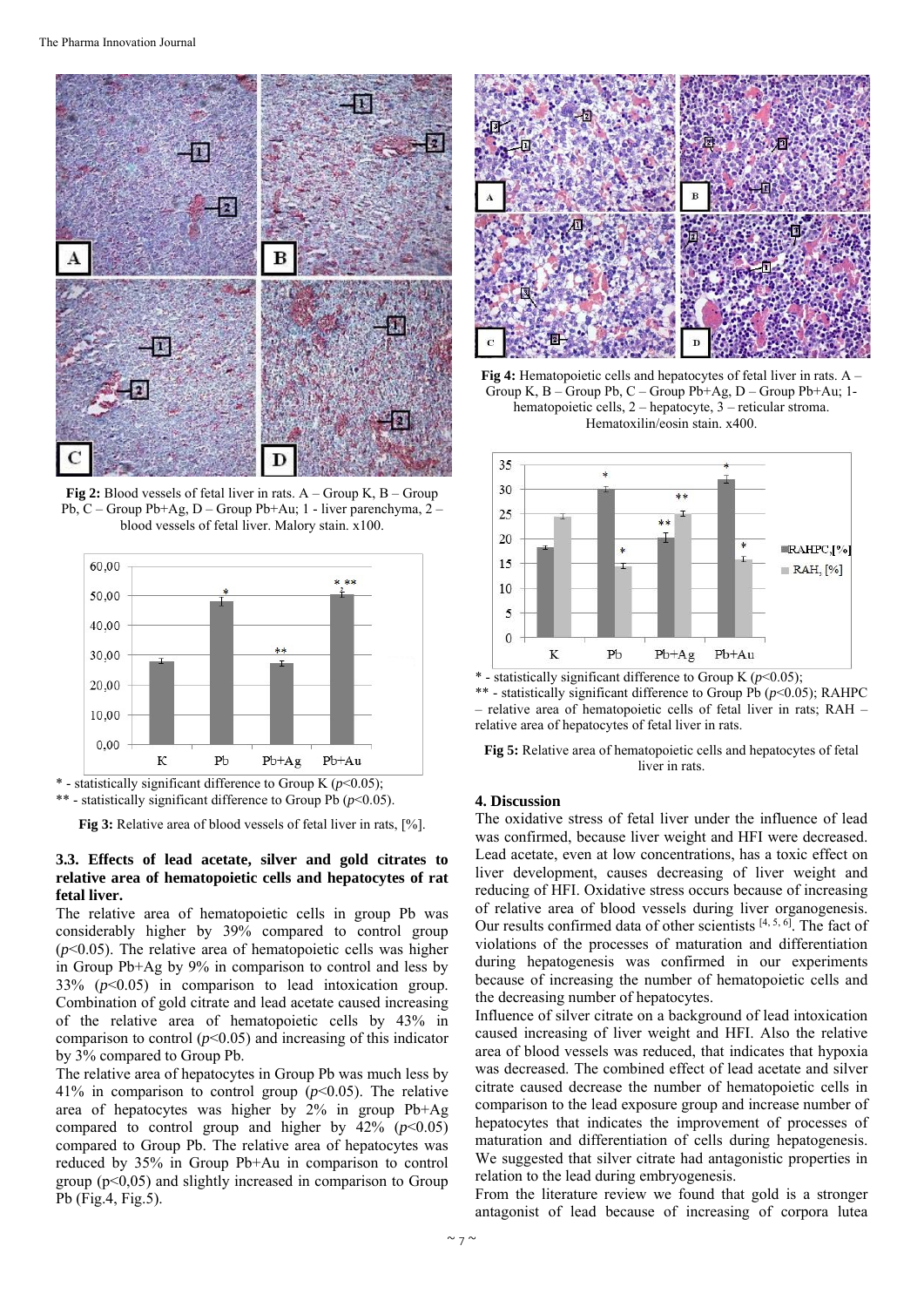Fig 2: Blood vessels of fetal liver in rats. A – Group K, B – Group Pb, C – Group Pb+Ag, D – Group Pb+Au; 1 - liver parenchyma, 2 – blood vessels of fetal liver. Malory stain. x100.

\* - statistically significant difference to Group K ($p<0.05$);
\*\* - statistically significant difference to Group Pb ($p<0.05$).

**Fig 3:** Relative area of blood vessels of fetal liver in rats, [%].

### 3.3. Effects of lead acetate, silver and gold citrates to relative area of hematopoietic cells and hepatocytes of rat fetal liver.

The relative area of hematopoietic cells in group Pb was considerably higher by 39% compared to control group ($p<0.05$). The relative area of hematopoietic cells was higher in Group Pb+Ag by 9% in comparison to control and less by 33% ($p<0.05$) in comparison to lead intoxication group. Combination of gold citrate and lead acetate caused increasing of the relative area of hematopoietic cells by 43% in comparison to control ($p<0.05$) and increasing of this indicator by 3% compared to Group Pb.

The relative area of hepatocytes in Group Pb was much less by 41% in comparison to control group ($p<0.05$). The relative area of hepatocytes was higher by 2% in group Pb+Ag compared to control group and higher by 42% ($p<0.05$) compared to Group Pb. The relative area of hepatocytes was reduced by 35% in Group Pb+Au in comparison to control group ($p<0,05$) and slightly increased in comparison to Group Pb (Fig.4, Fig.5).

**Fig 4:** Hematopoietic cells and hepatocytes of fetal liver in rats. A – Group K, B – Group Pb, C – Group Pb+Ag, D – Group Pb+Au; 1- hematopoietic cells, 2 – hepatocyte, 3 – reticular stroma. Hematoxilin/eosin stain. x400.

\* - statistically significant difference to Group K ($p<0.05$);
\*\* - statistically significant difference to Group Pb ($p<0.05$); RAHPC – relative area of hematopoietic cells of fetal liver in rats; RAH – relative area of hepatocytes of fetal liver in rats.

**Fig 5:** Relative area of hematopoietic cells and hepatocytes of fetal liver in rats.

## 4. Discussion

The oxidative stress of fetal liver under the influence of lead was confirmed, because liver weight and HFI were decreased. Lead acetate, even at low concentrations, has a toxic effect on liver development, causes decreasing of liver weight and reducing of HFI. Oxidative stress occurs because of increasing of relative area of blood vessels during liver organogenesis. Our results confirmed data of other scientists [4, 5, 6]. The fact of violations of the processes of maturation and differentiation during hepatogenesis was confirmed in our experiments because of increasing the number of hematopoietic cells and the decreasing number of hepatocytes.

Influence of silver citrate on a background of lead intoxication caused increasing of liver weight and HFI. Also the relative area of blood vessels was reduced, that indicates that hypoxia was decreased. The combined effect of lead acetate and silver citrate caused decrease the number of hematopoietic cells in comparison to the lead exposure group and increase number of hepatocytes that indicates the improvement of processes of maturation and differentiation of cells during hepatogenesis. We suggested that silver citrate had antagonistic properties in relation to the lead during embryogenesis.

From the literature review we found that gold is a stronger antagonist of lead because of increasing of corpora lutea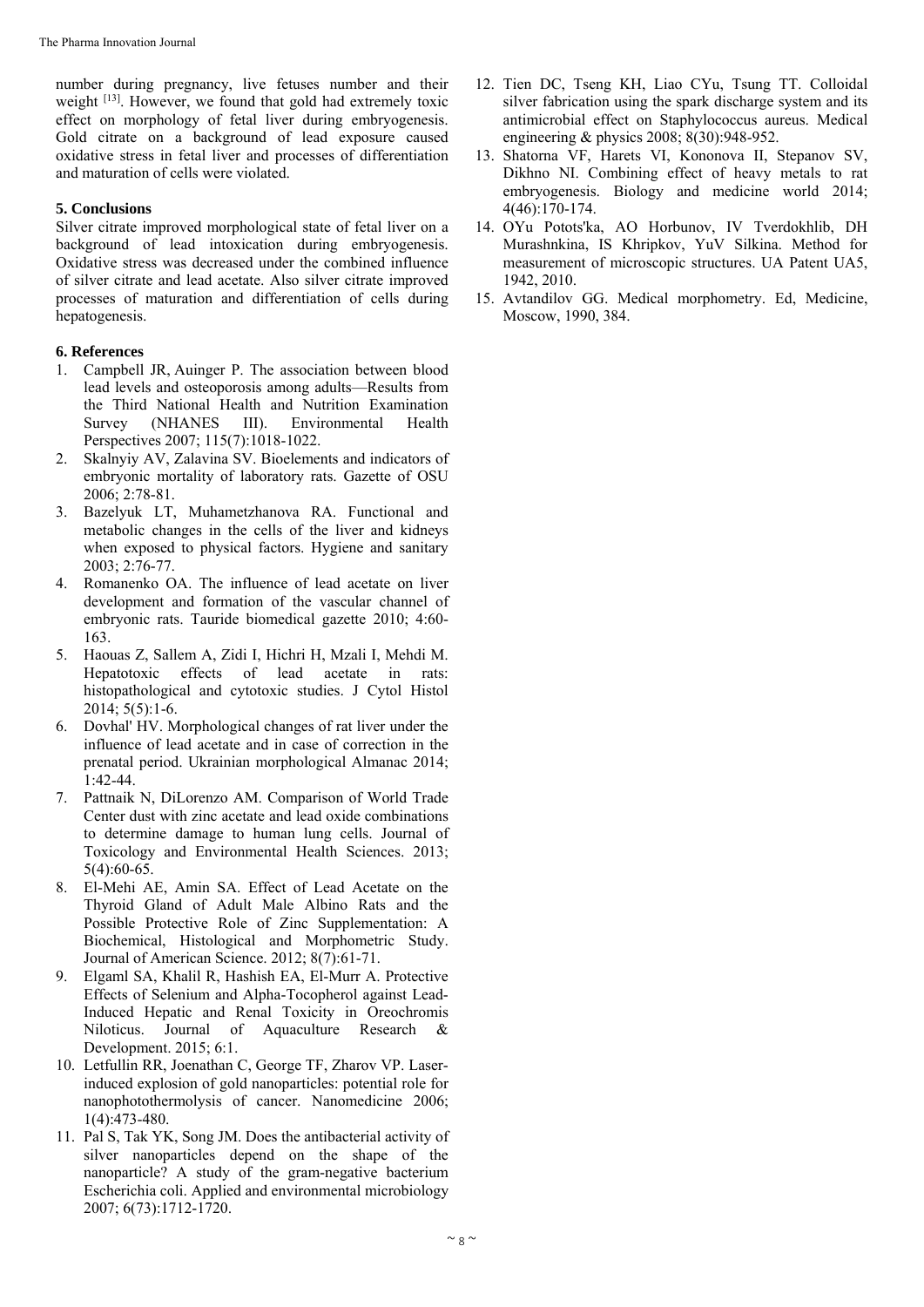number during pregnancy, live fetuses number and their weight [13]. However, we found that gold had extremely toxic effect on morphology of fetal liver during embryogenesis. Gold citrate on a background of lead exposure caused oxidative stress in fetal liver and processes of differentiation and maturation of cells were violated.

## 5. Conclusions

Silver citrate improved morphological state of fetal liver on a background of lead intoxication during embryogenesis. Oxidative stress was decreased under the combined influence of silver citrate and lead acetate. Also silver citrate improved processes of maturation and differentiation of cells during hepatogenesis.

## 6. References

1. Campbell JR, Auinger P. The association between blood lead levels and osteoporosis among adults—Results from the Third National Health and Nutrition Examination Survey (NHANES III). Environmental Health Perspectives 2007; 115(7):1018-1022.
2. Skalnyiy AV, Zalavina SV. Bioelements and indicators of embryonic mortality of laboratory rats. Gazette of OSU 2006; 2:78-81.
3. Bazelyuk LT, Muhametzhanova RA. Functional and metabolic changes in the cells of the liver and kidneys when exposed to physical factors. Hygiene and sanitary 2003; 2:76-77.
4. Romanenko OA. The influence of lead acetate on liver development and formation of the vascular channel of embryonic rats. Tauride biomedical gazette 2010; 4:60-163.
5. Haouas Z, Sallem A, Zidi I, Hichri H, Mzali I, Mehdi M. Hepatotoxic effects of lead acetate in rats: histopathological and cytotoxic studies. J Cytol Histol 2014; 5(5):1-6.
6. Dovhal' HV. Morphological changes of rat liver under the influence of lead acetate and in case of correction in the prenatal period. Ukrainian morphological Almanac 2014; 1:42-44.
7. Pattnaik N, DiLorenzo AM. Comparison of World Trade Center dust with zinc acetate and lead oxide combinations to determine damage to human lung cells. Journal of Toxicology and Environmental Health Sciences. 2013; 5(4):60-65.
8. El-Mehi AE, Amin SA. Effect of Lead Acetate on the Thyroid Gland of Adult Male Albino Rats and the Possible Protective Role of Zinc Supplementation: A Biochemical, Histological and Morphometric Study. Journal of American Science. 2012; 8(7):61-71.
9. Elgaml SA, Khalil R, Hashish EA, El-Murr A. Protective Effects of Selenium and Alpha-Tocopherol against Lead-Induced Hepatic and Renal Toxicity in Oreochromis Niloticus. Journal of Aquaculture Research & Development. 2015; 6:1.
10. Letfullin RR, Joenathan C, George TF, Zharov VP. Laser-induced explosion of gold nanoparticles: potential role for nanophotothermolysis of cancer. Nanomedicine 2006; 1(4):473-480.
11. Pal S, Tak YK, Song JM. Does the antibacterial activity of silver nanoparticles depend on the shape of the nanoparticle? A study of the gram-negative bacterium Escherichia coli. Applied and environmental microbiology 2007; 6(73):1712-1720.
12. Tien DC, Tseng KH, Liao CYu, Tsung TT. Colloidal silver fabrication using the spark discharge system and its antimicrobial effect on Staphylococcus aureus. Medical engineering & physics 2008; 8(30):948-952.
13. Shatorna VF, Harets VI, Kononova II, Stepanov SV, Dikhno NI. Combining effect of heavy metals to rat embryogenesis. Biology and medicine world 2014; 4(46):170-174.
14. OYu Potots'ka, AO Horbunov, IV Tverdokhlib, DH Murashnkina, IS Khripkov, YuV Silkina. Method for measurement of microscopic structures. UA Patent UA5, 1942, 2010.
15. Avtandilov GG. Medical morphometry. Ed, Medicine, Moscow, 1990, 384.